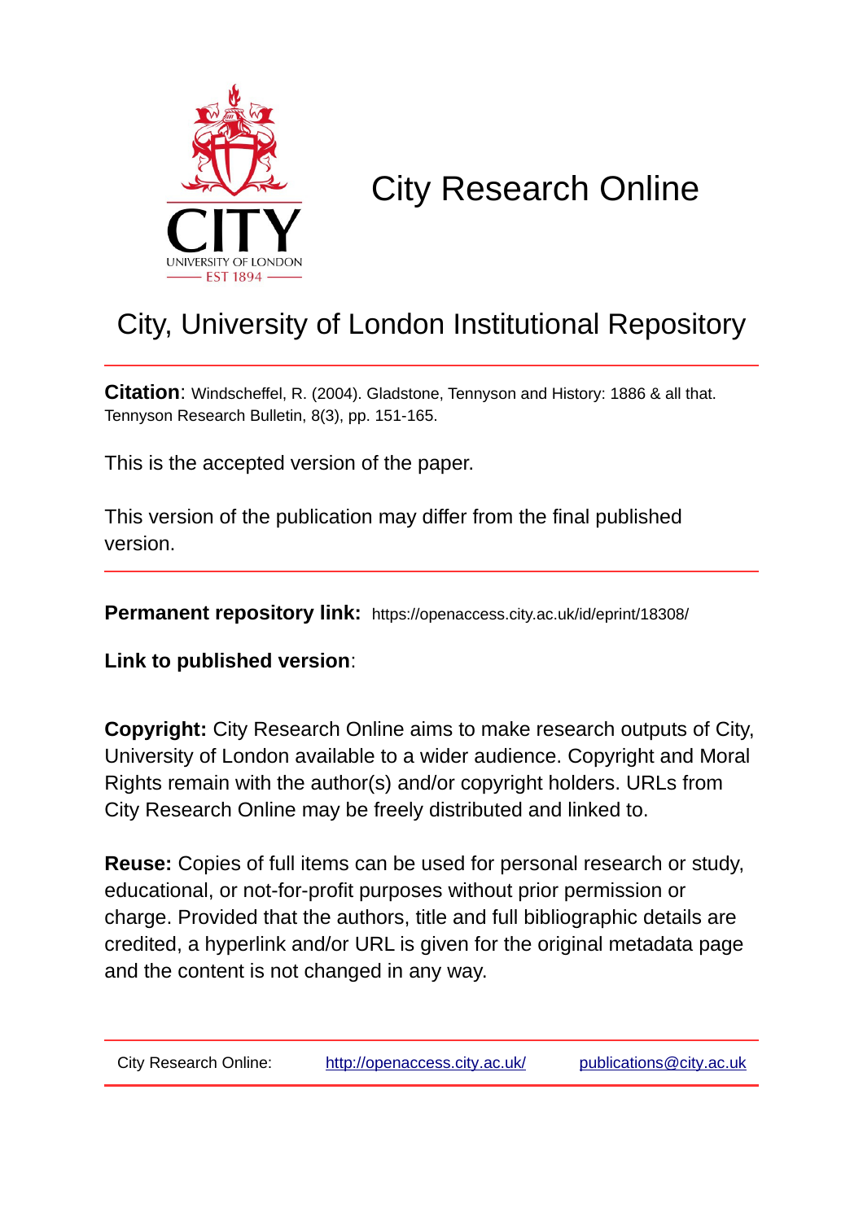# City Research Online

## City, University of London Institutional Repository

**Citation**: Windscheffel, R. (2004). Gladstone, Tennyson and History: 1886 & all that. Tennyson Research Bulletin, 8(3), pp. 151-165.

This is the accepted version of the paper.

This version of the publication may differ from the final published version.

**Permanent repository link:** https://openaccess.city.ac.uk/id/eprint/18308/

**Link to published version**:

**Copyright:** City Research Online aims to make research outputs of City, University of London available to a wider audience. Copyright and Moral Rights remain with the author(s) and/or copyright holders. URLs from City Research Online may be freely distributed and linked to.

**Reuse:** Copies of full items can be used for personal research or study, educational, or not-for-profit purposes without prior permission or charge. Provided that the authors, title and full bibliographic details are credited, a hyperlink and/or URL is given for the original metadata page and the content is not changed in any way.

City Research Online: http://openaccess.city.ac.uk/ publications@city.ac.uk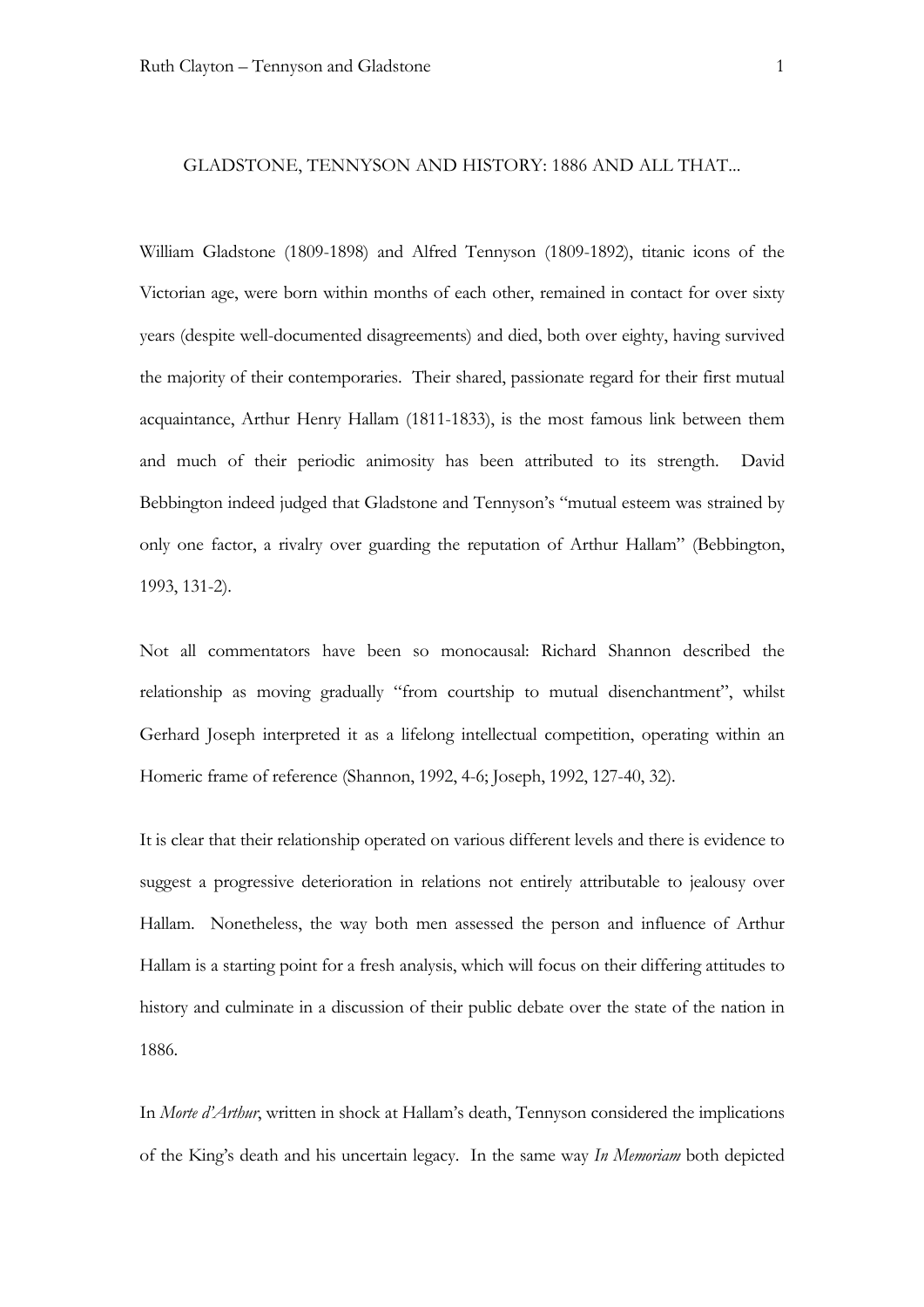GLADSTONE, TENNYSON AND HISTORY: 1886 AND ALL THAT...

William Gladstone (1809-1898) and Alfred Tennyson (1809-1892), titanic icons of the Victorian age, were born within months of each other, remained in contact for over sixty years (despite well-documented disagreements) and died, both over eighty, having survived the majority of their contemporaries. Their shared, passionate regard for their first mutual acquaintance, Arthur Henry Hallam (1811-1833), is the most famous link between them and much of their periodic animosity has been attributed to its strength. David Bebbington indeed judged that Gladstone and Tennyson's "mutual esteem was strained by only one factor, a rivalry over guarding the reputation of Arthur Hallam" (Bebbington, 1993, 131-2).

Not all commentators have been so monocausal: Richard Shannon described the relationship as moving gradually "from courtship to mutual disenchantment", whilst Gerhard Joseph interpreted it as a lifelong intellectual competition, operating within an Homeric frame of reference (Shannon, 1992, 4-6; Joseph, 1992, 127-40, 32).

It is clear that their relationship operated on various different levels and there is evidence to suggest a progressive deterioration in relations not entirely attributable to jealousy over Hallam. Nonetheless, the way both men assessed the person and influence of Arthur Hallam is a starting point for a fresh analysis, which will focus on their differing attitudes to history and culminate in a discussion of their public debate over the state of the nation in 1886.

In *Morte d'Arthur*, written in shock at Hallam's death, Tennyson considered the implications of the King's death and his uncertain legacy. In the same way *In Memoriam* both depicted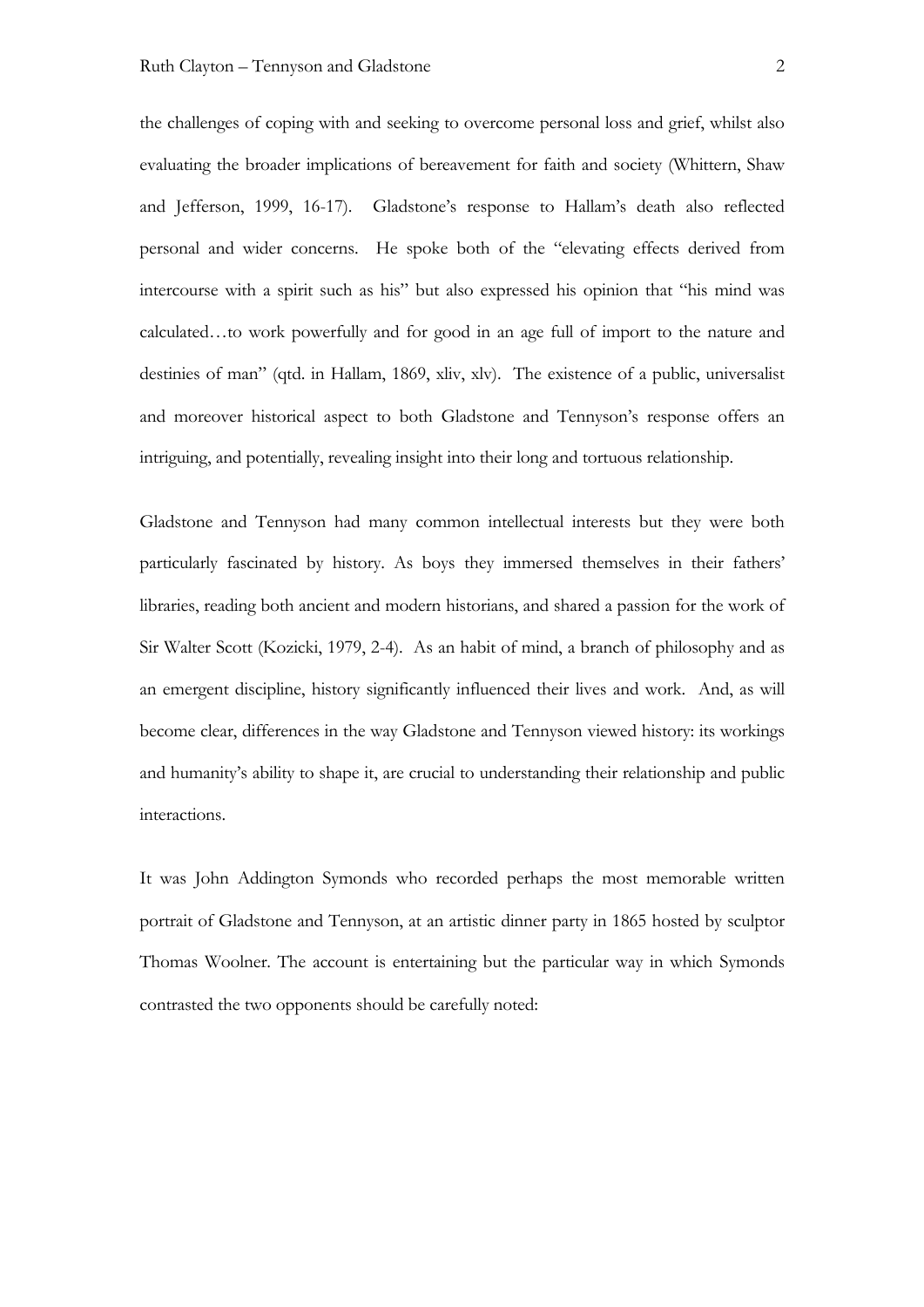the challenges of coping with and seeking to overcome personal loss and grief, whilst also evaluating the broader implications of bereavement for faith and society (Whittern, Shaw and Jefferson, 1999, 16-17). Gladstone's response to Hallam's death also reflected personal and wider concerns. He spoke both of the "elevating effects derived from intercourse with a spirit such as his" but also expressed his opinion that "his mind was calculated…to work powerfully and for good in an age full of import to the nature and destinies of man" (qtd. in Hallam, 1869, xliv, xlv). The existence of a public, universalist and moreover historical aspect to both Gladstone and Tennyson's response offers an intriguing, and potentially, revealing insight into their long and tortuous relationship.

Gladstone and Tennyson had many common intellectual interests but they were both particularly fascinated by history. As boys they immersed themselves in their fathers' libraries, reading both ancient and modern historians, and shared a passion for the work of Sir Walter Scott (Kozicki, 1979, 2-4). As an habit of mind, a branch of philosophy and as an emergent discipline, history significantly influenced their lives and work. And, as will become clear, differences in the way Gladstone and Tennyson viewed history: its workings and humanity's ability to shape it, are crucial to understanding their relationship and public interactions.

It was John Addington Symonds who recorded perhaps the most memorable written portrait of Gladstone and Tennyson, at an artistic dinner party in 1865 hosted by sculptor Thomas Woolner. The account is entertaining but the particular way in which Symonds contrasted the two opponents should be carefully noted: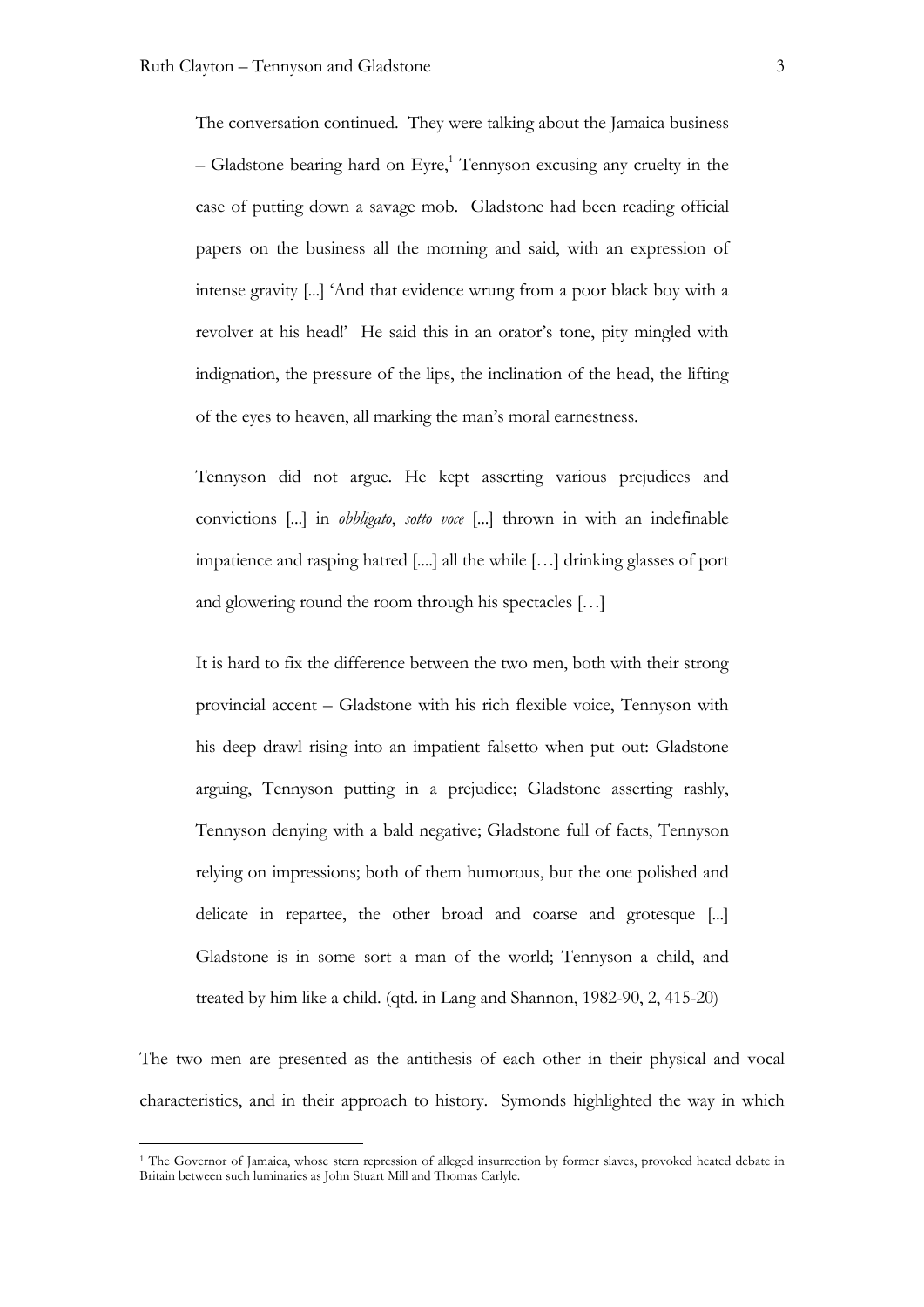> The conversation continued. They were talking about the Jamaica business – Gladstone bearing hard on Eyre,[1] Tennyson excusing any cruelty in the case of putting down a savage mob. Gladstone had been reading official papers on the business all the morning and said, with an expression of intense gravity [...] 'And that evidence wrung from a poor black boy with a revolver at his head!' He said this in an orator's tone, pity mingled with indignation, the pressure of the lips, the inclination of the head, the lifting of the eyes to heaven, all marking the man's moral earnestness.
>
> Tennyson did not argue. He kept asserting various prejudices and convictions [...] in *obbligato*, *sotto voce* [...] thrown in with an indefinable impatience and rasping hatred [....] all the while […] drinking glasses of port and glowering round the room through his spectacles […]
>
> It is hard to fix the difference between the two men, both with their strong provincial accent – Gladstone with his rich flexible voice, Tennyson with his deep drawl rising into an impatient falsetto when put out: Gladstone arguing, Tennyson putting in a prejudice; Gladstone asserting rashly, Tennyson denying with a bald negative; Gladstone full of facts, Tennyson relying on impressions; both of them humorous, but the one polished and delicate in repartee, the other broad and coarse and grotesque [...] Gladstone is in some sort a man of the world; Tennyson a child, and treated by him like a child. (qtd. in Lang and Shannon, 1982-90, 2, 415-20)

The two men are presented as the antithesis of each other in their physical and vocal characteristics, and in their approach to history. Symonds highlighted the way in which

---

[1] The Governor of Jamaica, whose stern repression of alleged insurrection by former slaves, provoked heated debate in Britain between such luminaries as John Stuart Mill and Thomas Carlyle.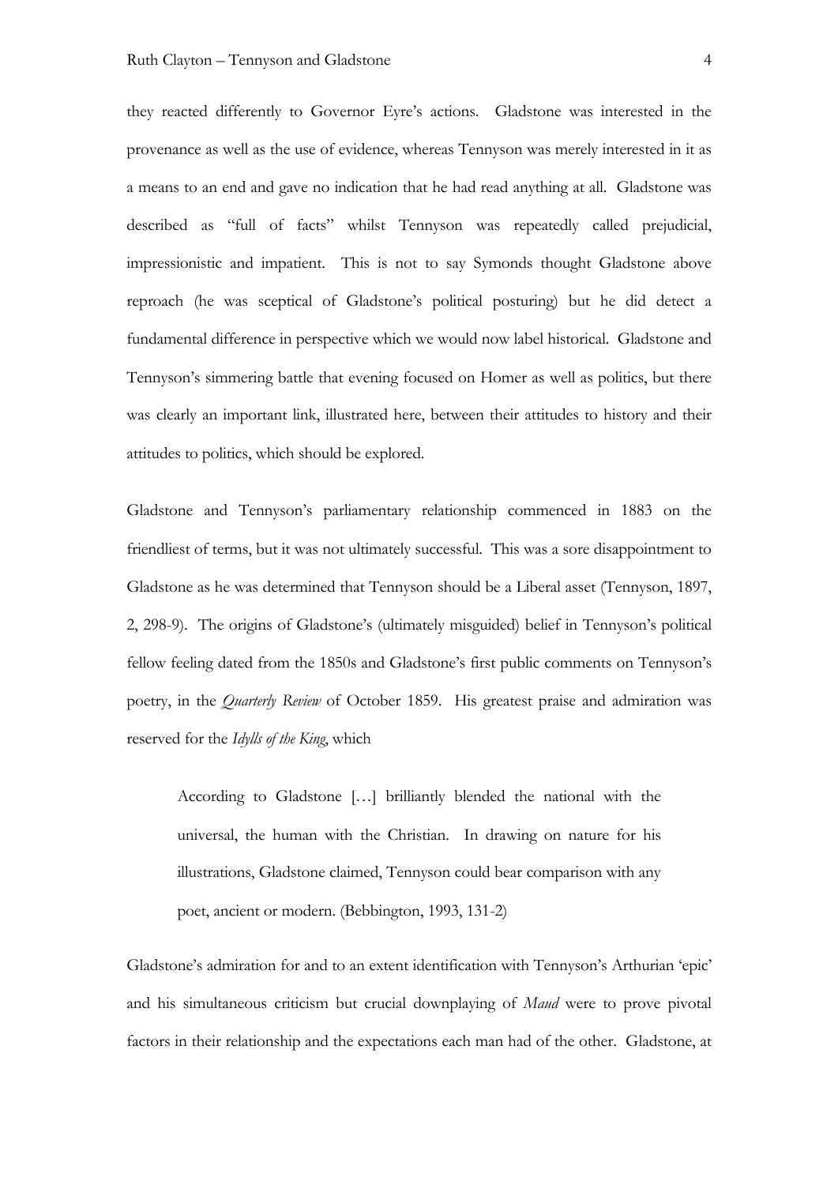they reacted differently to Governor Eyre's actions. Gladstone was interested in the provenance as well as the use of evidence, whereas Tennyson was merely interested in it as a means to an end and gave no indication that he had read anything at all. Gladstone was described as "full of facts" whilst Tennyson was repeatedly called prejudicial, impressionistic and impatient. This is not to say Symonds thought Gladstone above reproach (he was sceptical of Gladstone's political posturing) but he did detect a fundamental difference in perspective which we would now label historical. Gladstone and Tennyson's simmering battle that evening focused on Homer as well as politics, but there was clearly an important link, illustrated here, between their attitudes to history and their attitudes to politics, which should be explored.

Gladstone and Tennyson's parliamentary relationship commenced in 1883 on the friendliest of terms, but it was not ultimately successful. This was a sore disappointment to Gladstone as he was determined that Tennyson should be a Liberal asset (Tennyson, 1897, 2, 298-9). The origins of Gladstone's (ultimately misguided) belief in Tennyson's political fellow feeling dated from the 1850s and Gladstone's first public comments on Tennyson's poetry, in the *Quarterly Review* of October 1859. His greatest praise and admiration was reserved for the *Idylls of the King*, which

> According to Gladstone […] brilliantly blended the national with the universal, the human with the Christian. In drawing on nature for his illustrations, Gladstone claimed, Tennyson could bear comparison with any poet, ancient or modern. (Bebbington, 1993, 131-2)

Gladstone's admiration for and to an extent identification with Tennyson's Arthurian 'epic' and his simultaneous criticism but crucial downplaying of *Maud* were to prove pivotal factors in their relationship and the expectations each man had of the other. Gladstone, at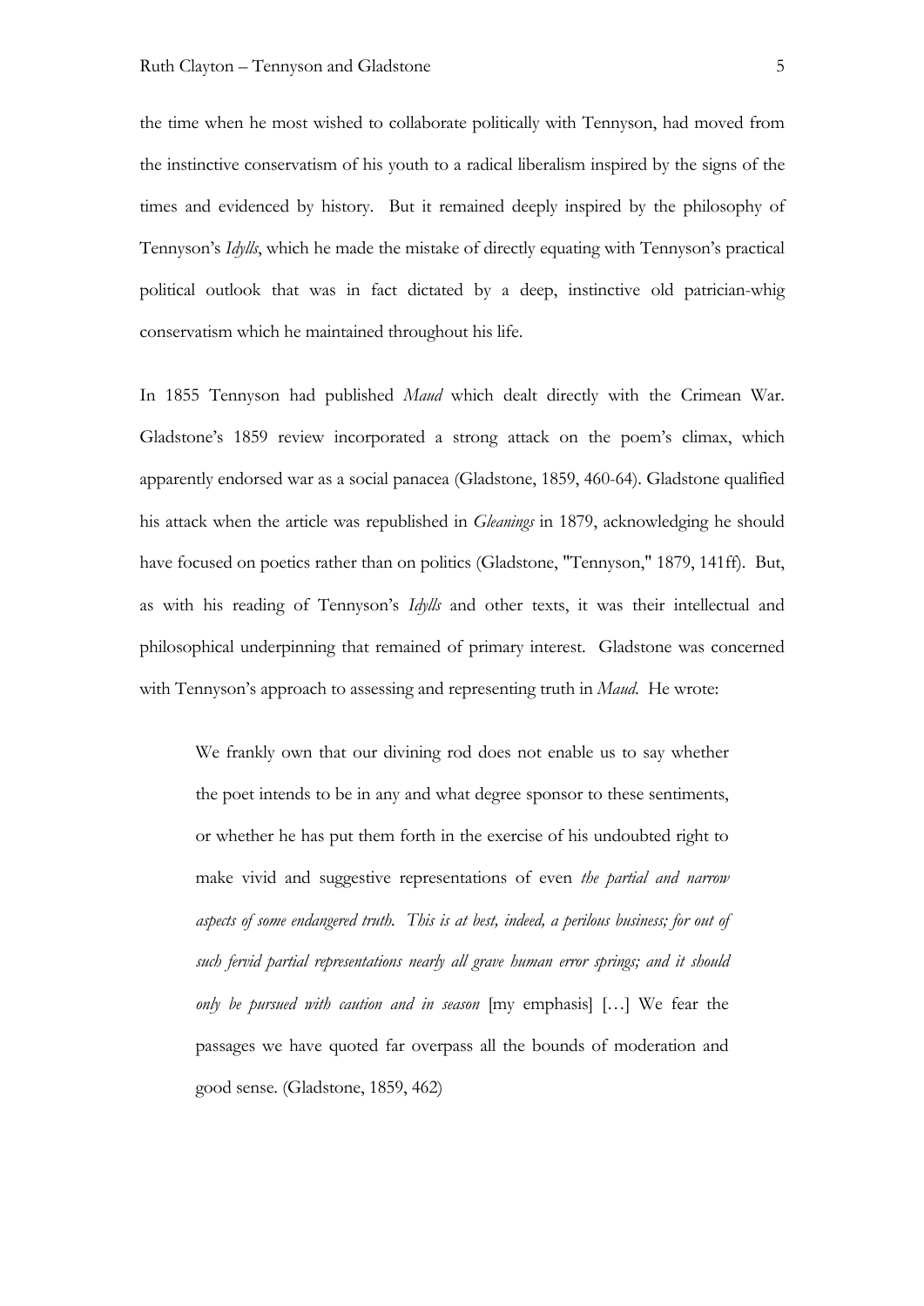the time when he most wished to collaborate politically with Tennyson, had moved from the instinctive conservatism of his youth to a radical liberalism inspired by the signs of the times and evidenced by history. But it remained deeply inspired by the philosophy of Tennyson's *Idylls*, which he made the mistake of directly equating with Tennyson's practical political outlook that was in fact dictated by a deep, instinctive old patrician-whig conservatism which he maintained throughout his life.

In 1855 Tennyson had published *Maud* which dealt directly with the Crimean War. Gladstone's 1859 review incorporated a strong attack on the poem's climax, which apparently endorsed war as a social panacea (Gladstone, 1859, 460-64). Gladstone qualified his attack when the article was republished in *Gleanings* in 1879, acknowledging he should have focused on poetics rather than on politics (Gladstone, "Tennyson," 1879, 141ff). But, as with his reading of Tennyson's *Idylls* and other texts, it was their intellectual and philosophical underpinning that remained of primary interest. Gladstone was concerned with Tennyson's approach to assessing and representing truth in *Maud*. He wrote:

> We frankly own that our divining rod does not enable us to say whether the poet intends to be in any and what degree sponsor to these sentiments, or whether he has put them forth in the exercise of his undoubted right to make vivid and suggestive representations of even *the partial and narrow aspects of some endangered truth. This is at best, indeed, a perilous business; for out of such fervid partial representations nearly all grave human error springs; and it should only be pursued with caution and in season* [my emphasis] […] We fear the passages we have quoted far overpass all the bounds of moderation and good sense. (Gladstone, 1859, 462)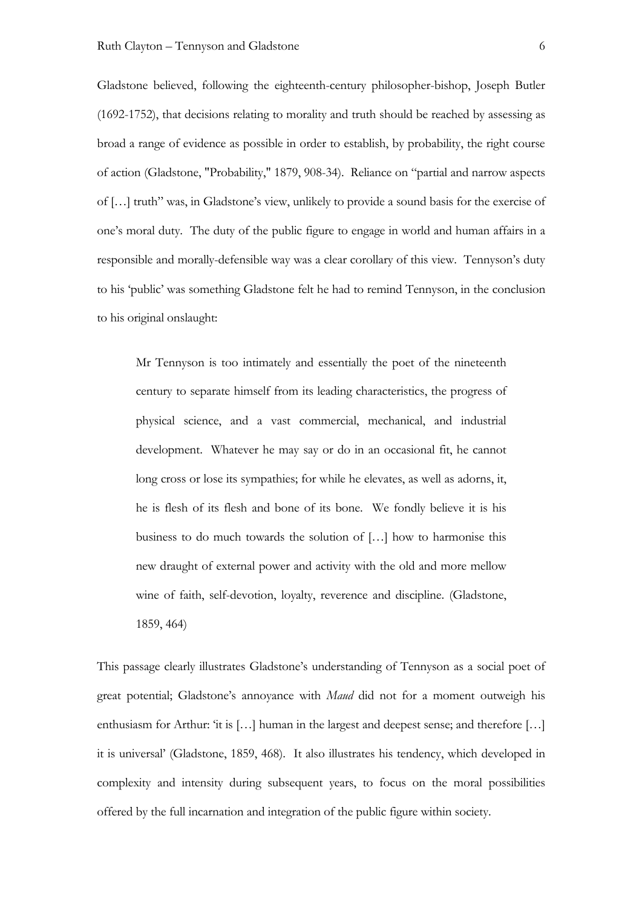Gladstone believed, following the eighteenth-century philosopher-bishop, Joseph Butler (1692-1752), that decisions relating to morality and truth should be reached by assessing as broad a range of evidence as possible in order to establish, by probability, the right course of action (Gladstone, "Probability," 1879, 908-34). Reliance on "partial and narrow aspects of […] truth" was, in Gladstone's view, unlikely to provide a sound basis for the exercise of one's moral duty. The duty of the public figure to engage in world and human affairs in a responsible and morally-defensible way was a clear corollary of this view. Tennyson's duty to his 'public' was something Gladstone felt he had to remind Tennyson, in the conclusion to his original onslaught:

> Mr Tennyson is too intimately and essentially the poet of the nineteenth century to separate himself from its leading characteristics, the progress of physical science, and a vast commercial, mechanical, and industrial development. Whatever he may say or do in an occasional fit, he cannot long cross or lose its sympathies; for while he elevates, as well as adorns, it, he is flesh of its flesh and bone of its bone. We fondly believe it is his business to do much towards the solution of […] how to harmonise this new draught of external power and activity with the old and more mellow wine of faith, self-devotion, loyalty, reverence and discipline. (Gladstone, 1859, 464)

This passage clearly illustrates Gladstone's understanding of Tennyson as a social poet of great potential; Gladstone's annoyance with *Maud* did not for a moment outweigh his enthusiasm for Arthur: 'it is […] human in the largest and deepest sense; and therefore […] it is universal' (Gladstone, 1859, 468). It also illustrates his tendency, which developed in complexity and intensity during subsequent years, to focus on the moral possibilities offered by the full incarnation and integration of the public figure within society.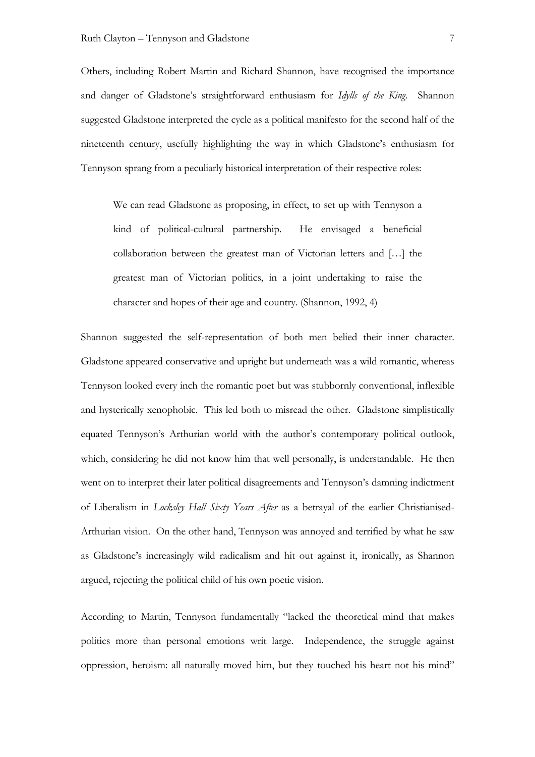Others, including Robert Martin and Richard Shannon, have recognised the importance and danger of Gladstone's straightforward enthusiasm for *Idylls of the King*. Shannon suggested Gladstone interpreted the cycle as a political manifesto for the second half of the nineteenth century, usefully highlighting the way in which Gladstone's enthusiasm for Tennyson sprang from a peculiarly historical interpretation of their respective roles:

> We can read Gladstone as proposing, in effect, to set up with Tennyson a kind of political-cultural partnership. He envisaged a beneficial collaboration between the greatest man of Victorian letters and […] the greatest man of Victorian politics, in a joint undertaking to raise the character and hopes of their age and country. (Shannon, 1992, 4)

Shannon suggested the self-representation of both men belied their inner character. Gladstone appeared conservative and upright but underneath was a wild romantic, whereas Tennyson looked every inch the romantic poet but was stubbornly conventional, inflexible and hysterically xenophobic. This led both to misread the other. Gladstone simplistically equated Tennyson's Arthurian world with the author's contemporary political outlook, which, considering he did not know him that well personally, is understandable. He then went on to interpret their later political disagreements and Tennyson's damning indictment of Liberalism in *Locksley Hall Sixty Years After* as a betrayal of the earlier Christianised-Arthurian vision. On the other hand, Tennyson was annoyed and terrified by what he saw as Gladstone's increasingly wild radicalism and hit out against it, ironically, as Shannon argued, rejecting the political child of his own poetic vision.

According to Martin, Tennyson fundamentally "lacked the theoretical mind that makes politics more than personal emotions writ large. Independence, the struggle against oppression, heroism: all naturally moved him, but they touched his heart not his mind"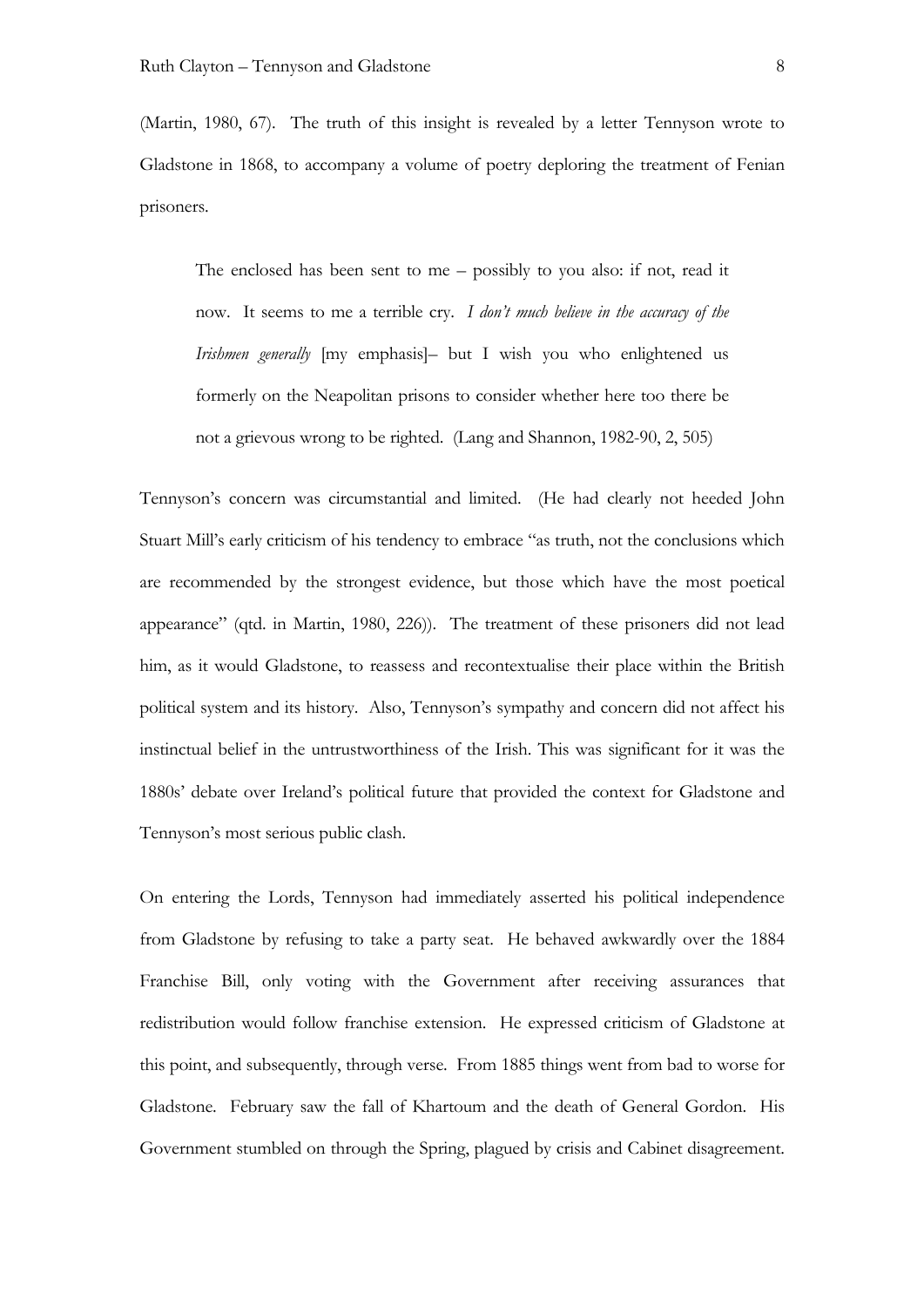(Martin, 1980, 67). The truth of this insight is revealed by a letter Tennyson wrote to Gladstone in 1868, to accompany a volume of poetry deploring the treatment of Fenian prisoners.

> The enclosed has been sent to me – possibly to you also: if not, read it now. It seems to me a terrible cry. *I don't much believe in the accuracy of the Irishmen generally* [my emphasis]– but I wish you who enlightened us formerly on the Neapolitan prisons to consider whether here too there be not a grievous wrong to be righted. (Lang and Shannon, 1982-90, 2, 505)

Tennyson's concern was circumstantial and limited. (He had clearly not heeded John Stuart Mill's early criticism of his tendency to embrace "as truth, not the conclusions which are recommended by the strongest evidence, but those which have the most poetical appearance" (qtd. in Martin, 1980, 226)). The treatment of these prisoners did not lead him, as it would Gladstone, to reassess and recontextualise their place within the British political system and its history. Also, Tennyson's sympathy and concern did not affect his instinctual belief in the untrustworthiness of the Irish. This was significant for it was the 1880s' debate over Ireland's political future that provided the context for Gladstone and Tennyson's most serious public clash.

On entering the Lords, Tennyson had immediately asserted his political independence from Gladstone by refusing to take a party seat. He behaved awkwardly over the 1884 Franchise Bill, only voting with the Government after receiving assurances that redistribution would follow franchise extension. He expressed criticism of Gladstone at this point, and subsequently, through verse. From 1885 things went from bad to worse for Gladstone. February saw the fall of Khartoum and the death of General Gordon. His Government stumbled on through the Spring, plagued by crisis and Cabinet disagreement.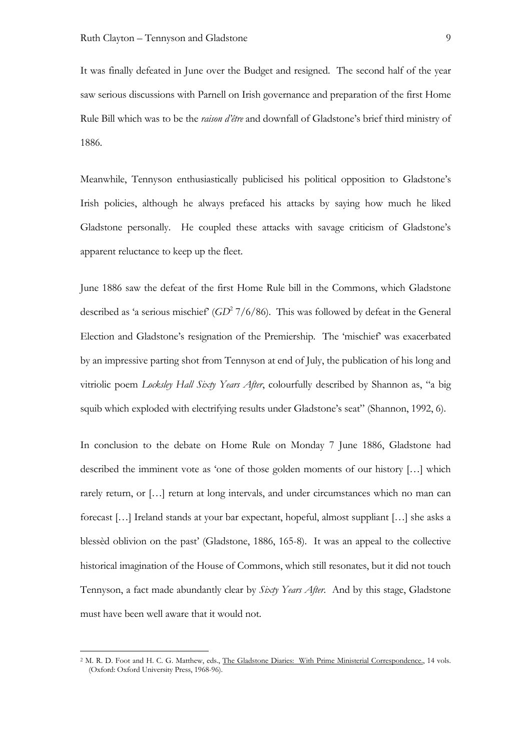It was finally defeated in June over the Budget and resigned. The second half of the year saw serious discussions with Parnell on Irish governance and preparation of the first Home Rule Bill which was to be the *raison d'être* and downfall of Gladstone's brief third ministry of 1886.

Meanwhile, Tennyson enthusiastically publicised his political opposition to Gladstone's Irish policies, although he always prefaced his attacks by saying how much he liked Gladstone personally. He coupled these attacks with savage criticism of Gladstone's apparent reluctance to keep up the fleet.

June 1886 saw the defeat of the first Home Rule bill in the Commons, which Gladstone described as 'a serious mischief' (*GD*[2] 7/6/86). This was followed by defeat in the General Election and Gladstone's resignation of the Premiership. The 'mischief' was exacerbated by an impressive parting shot from Tennyson at end of July, the publication of his long and vitriolic poem *Locksley Hall Sixty Years After*, colourfully described by Shannon as, "a big squib which exploded with electrifying results under Gladstone's seat" (Shannon, 1992, 6).

In conclusion to the debate on Home Rule on Monday 7 June 1886, Gladstone had described the imminent vote as 'one of those golden moments of our history […] which rarely return, or […] return at long intervals, and under circumstances which no man can forecast […] Ireland stands at your bar expectant, hopeful, almost suppliant […] she asks a blessèd oblivion on the past' (Gladstone, 1886, 165-8). It was an appeal to the collective historical imagination of the House of Commons, which still resonates, but it did not touch Tennyson, a fact made abundantly clear by *Sixty Years After*. And by this stage, Gladstone must have been well aware that it would not.

---

[2] M. R. D. Foot and H. C. G. Matthew, eds., The Gladstone Diaries: With Prime Ministerial Correspondence., 14 vols. (Oxford: Oxford University Press, 1968-96).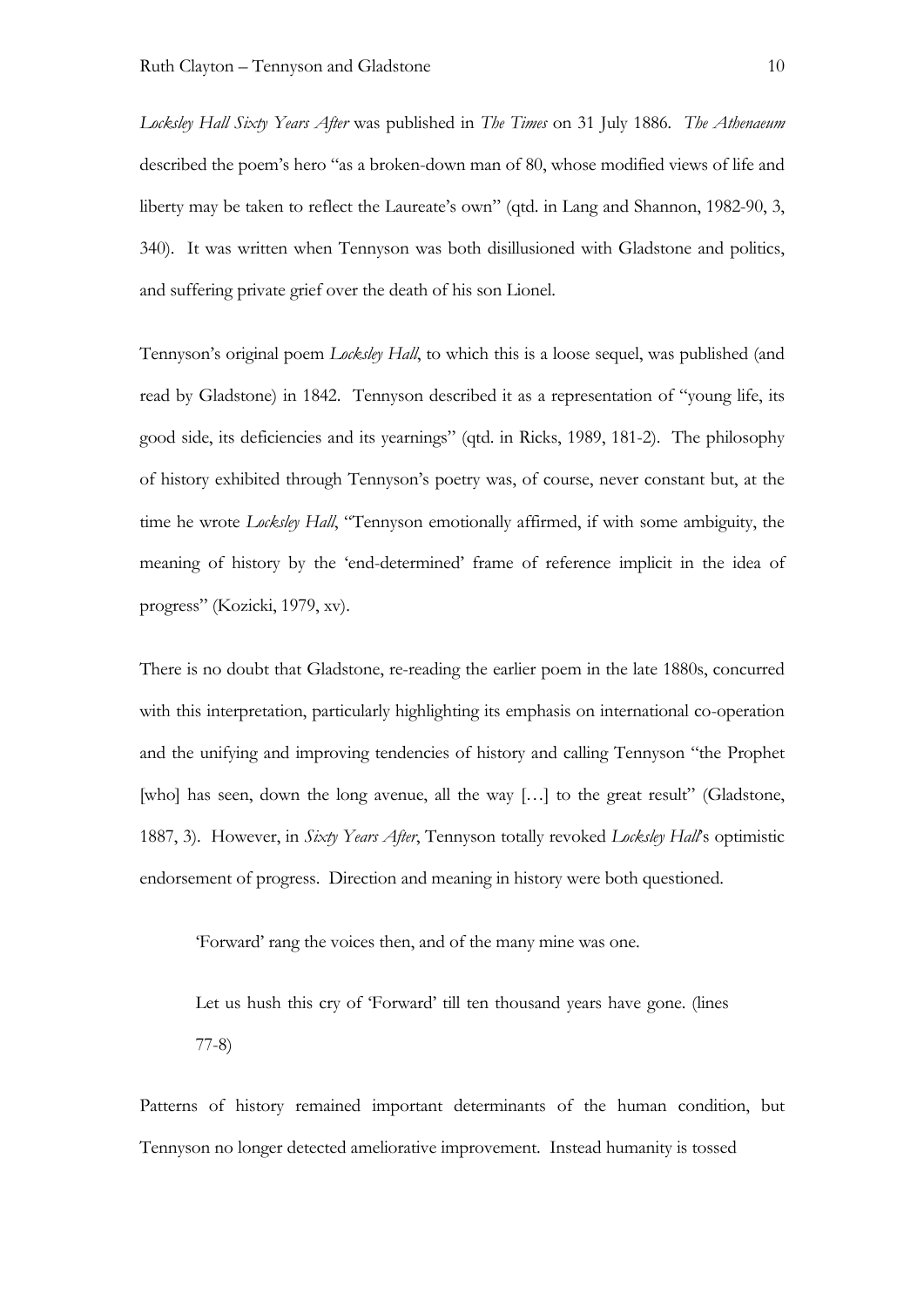*Locksley Hall Sixty Years After* was published in *The Times* on 31 July 1886. *The Athenaeum* described the poem's hero "as a broken-down man of 80, whose modified views of life and liberty may be taken to reflect the Laureate's own" (qtd. in Lang and Shannon, 1982-90, 3, 340). It was written when Tennyson was both disillusioned with Gladstone and politics, and suffering private grief over the death of his son Lionel.

Tennyson's original poem *Locksley Hall*, to which this is a loose sequel, was published (and read by Gladstone) in 1842. Tennyson described it as a representation of "young life, its good side, its deficiencies and its yearnings" (qtd. in Ricks, 1989, 181-2). The philosophy of history exhibited through Tennyson's poetry was, of course, never constant but, at the time he wrote *Locksley Hall*, "Tennyson emotionally affirmed, if with some ambiguity, the meaning of history by the 'end-determined' frame of reference implicit in the idea of progress" (Kozicki, 1979, xv).

There is no doubt that Gladstone, re-reading the earlier poem in the late 1880s, concurred with this interpretation, particularly highlighting its emphasis on international co-operation and the unifying and improving tendencies of history and calling Tennyson "the Prophet [who] has seen, down the long avenue, all the way […] to the great result" (Gladstone, 1887, 3). However, in *Sixty Years After*, Tennyson totally revoked *Locksley Hall*'s optimistic endorsement of progress. Direction and meaning in history were both questioned.

> 'Forward' rang the voices then, and of the many mine was one.
>
> Let us hush this cry of 'Forward' till ten thousand years have gone. (lines 77-8)

Patterns of history remained important determinants of the human condition, but Tennyson no longer detected ameliorative improvement. Instead humanity is tossed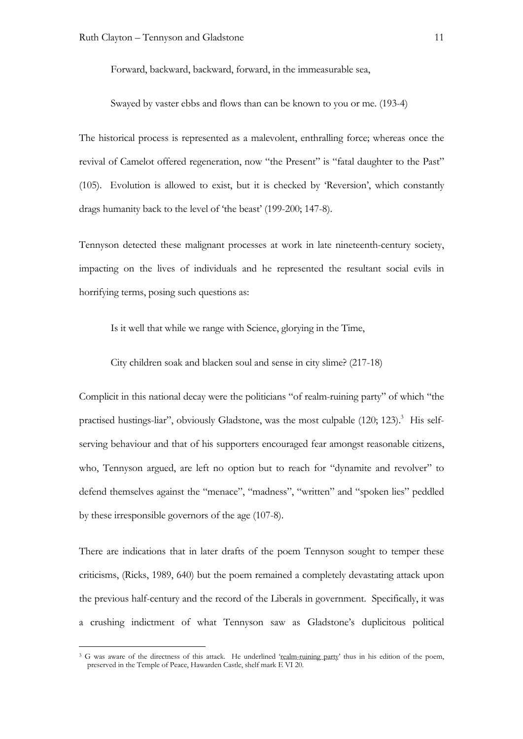Forward, backward, backward, forward, in the immeasurable sea,

Swayed by vaster ebbs and flows than can be known to you or me. (193-4)

The historical process is represented as a malevolent, enthralling force; whereas once the revival of Camelot offered regeneration, now "the Present" is "fatal daughter to the Past" (105). Evolution is allowed to exist, but it is checked by 'Reversion', which constantly drags humanity back to the level of 'the beast' (199-200; 147-8).

Tennyson detected these malignant processes at work in late nineteenth-century society, impacting on the lives of individuals and he represented the resultant social evils in horrifying terms, posing such questions as:

Is it well that while we range with Science, glorying in the Time,

City children soak and blacken soul and sense in city slime? (217-18)

Complicit in this national decay were the politicians "of realm-ruining party" of which "the practised hustings-liar", obviously Gladstone, was the most culpable (120; 123).[3] His self-serving behaviour and that of his supporters encouraged fear amongst reasonable citizens, who, Tennyson argued, are left no option but to reach for "dynamite and revolver" to defend themselves against the "menace", "madness", "written" and "spoken lies" peddled by these irresponsible governors of the age (107-8).

There are indications that in later drafts of the poem Tennyson sought to temper these criticisms, (Ricks, 1989, 640) but the poem remained a completely devastating attack upon the previous half-century and the record of the Liberals in government. Specifically, it was a crushing indictment of what Tennyson saw as Gladstone's duplicitous political

---

[3] G was aware of the directness of this attack. He underlined 'realm-ruining party' thus in his edition of the poem, preserved in the Temple of Peace, Hawarden Castle, shelf mark E VI 20.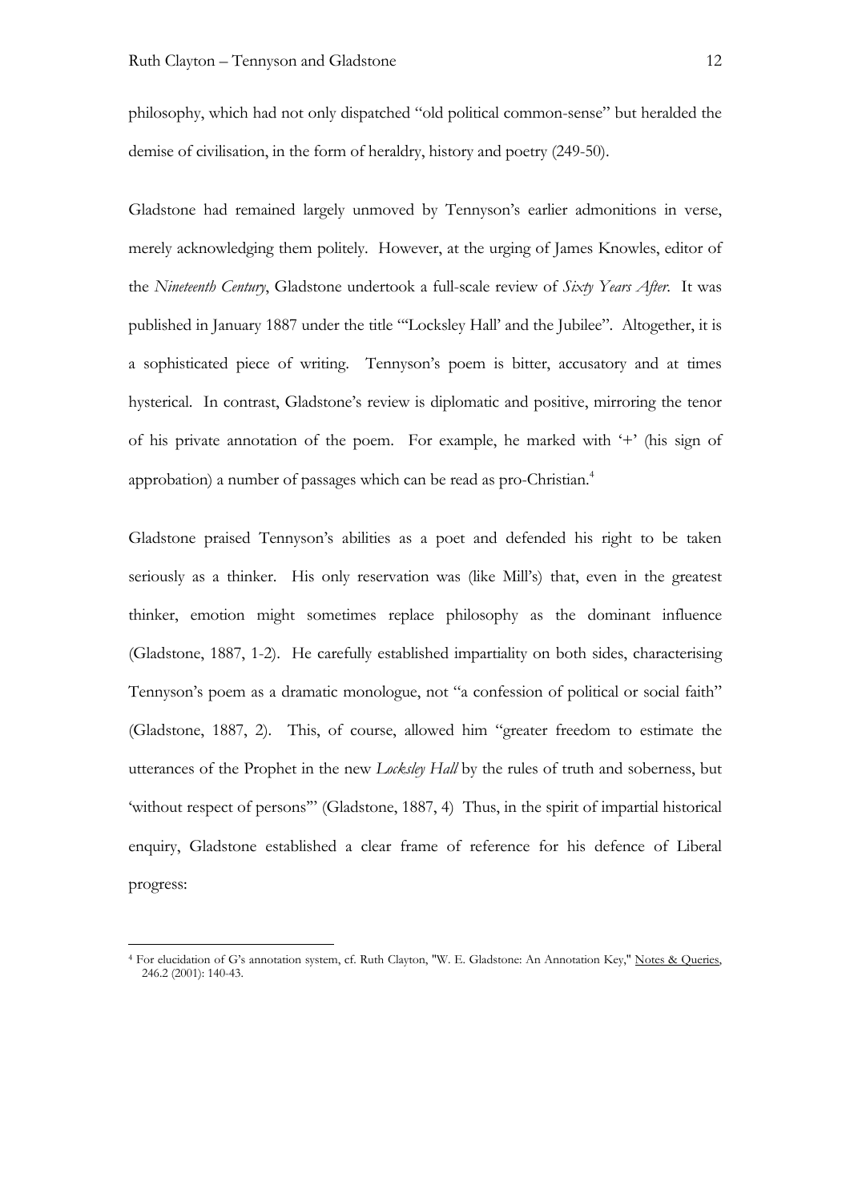philosophy, which had not only dispatched "old political common-sense" but heralded the demise of civilisation, in the form of heraldry, history and poetry (249-50).

Gladstone had remained largely unmoved by Tennyson's earlier admonitions in verse, merely acknowledging them politely. However, at the urging of James Knowles, editor of the *Nineteenth Century*, Gladstone undertook a full-scale review of *Sixty Years After*. It was published in January 1887 under the title "'Locksley Hall' and the Jubilee". Altogether, it is a sophisticated piece of writing. Tennyson's poem is bitter, accusatory and at times hysterical. In contrast, Gladstone's review is diplomatic and positive, mirroring the tenor of his private annotation of the poem. For example, he marked with '+' (his sign of approbation) a number of passages which can be read as pro-Christian.[4]

Gladstone praised Tennyson's abilities as a poet and defended his right to be taken seriously as a thinker. His only reservation was (like Mill's) that, even in the greatest thinker, emotion might sometimes replace philosophy as the dominant influence (Gladstone, 1887, 1-2). He carefully established impartiality on both sides, characterising Tennyson's poem as a dramatic monologue, not "a confession of political or social faith" (Gladstone, 1887, 2). This, of course, allowed him "greater freedom to estimate the utterances of the Prophet in the new *Locksley Hall* by the rules of truth and soberness, but 'without respect of persons'" (Gladstone, 1887, 4) Thus, in the spirit of impartial historical enquiry, Gladstone established a clear frame of reference for his defence of Liberal progress:

---

[4] For elucidation of G's annotation system, cf. Ruth Clayton, "W. E. Gladstone: An Annotation Key," Notes & Queries, 246.2 (2001): 140-43.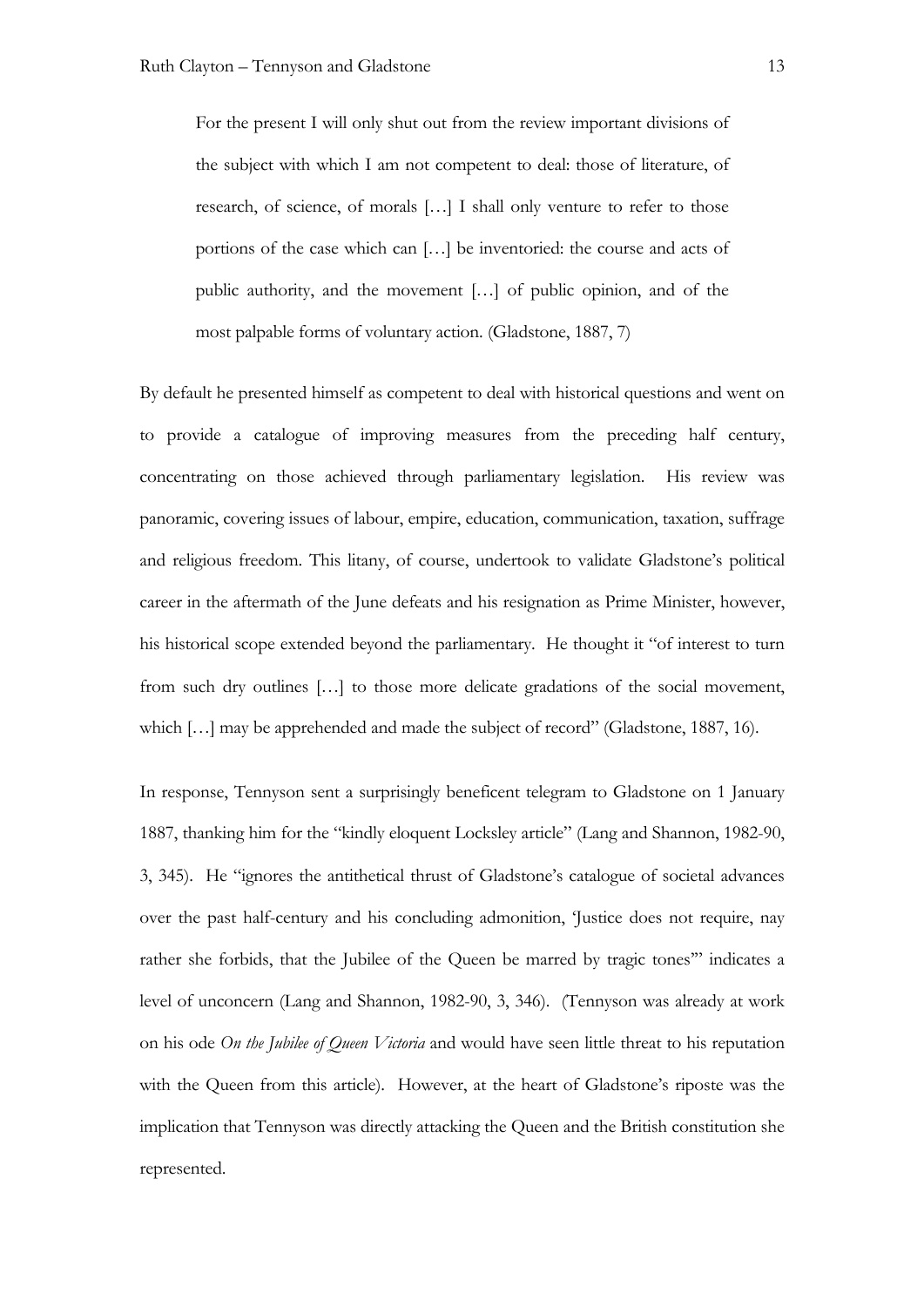> For the present I will only shut out from the review important divisions of the subject with which I am not competent to deal: those of literature, of research, of science, of morals […] I shall only venture to refer to those portions of the case which can […] be inventoried: the course and acts of public authority, and the movement […] of public opinion, and of the most palpable forms of voluntary action. (Gladstone, 1887, 7)

By default he presented himself as competent to deal with historical questions and went on to provide a catalogue of improving measures from the preceding half century, concentrating on those achieved through parliamentary legislation. His review was panoramic, covering issues of labour, empire, education, communication, taxation, suffrage and religious freedom. This litany, of course, undertook to validate Gladstone's political career in the aftermath of the June defeats and his resignation as Prime Minister, however, his historical scope extended beyond the parliamentary. He thought it "of interest to turn from such dry outlines […] to those more delicate gradations of the social movement, which […] may be apprehended and made the subject of record" (Gladstone, 1887, 16).

In response, Tennyson sent a surprisingly beneficent telegram to Gladstone on 1 January 1887, thanking him for the "kindly eloquent Locksley article" (Lang and Shannon, 1982-90, 3, 345). He "ignores the antithetical thrust of Gladstone's catalogue of societal advances over the past half-century and his concluding admonition, 'Justice does not require, nay rather she forbids, that the Jubilee of the Queen be marred by tragic tones'" indicates a level of unconcern (Lang and Shannon, 1982-90, 3, 346). (Tennyson was already at work on his ode *On the Jubilee of Queen Victoria* and would have seen little threat to his reputation with the Queen from this article). However, at the heart of Gladstone's riposte was the implication that Tennyson was directly attacking the Queen and the British constitution she represented.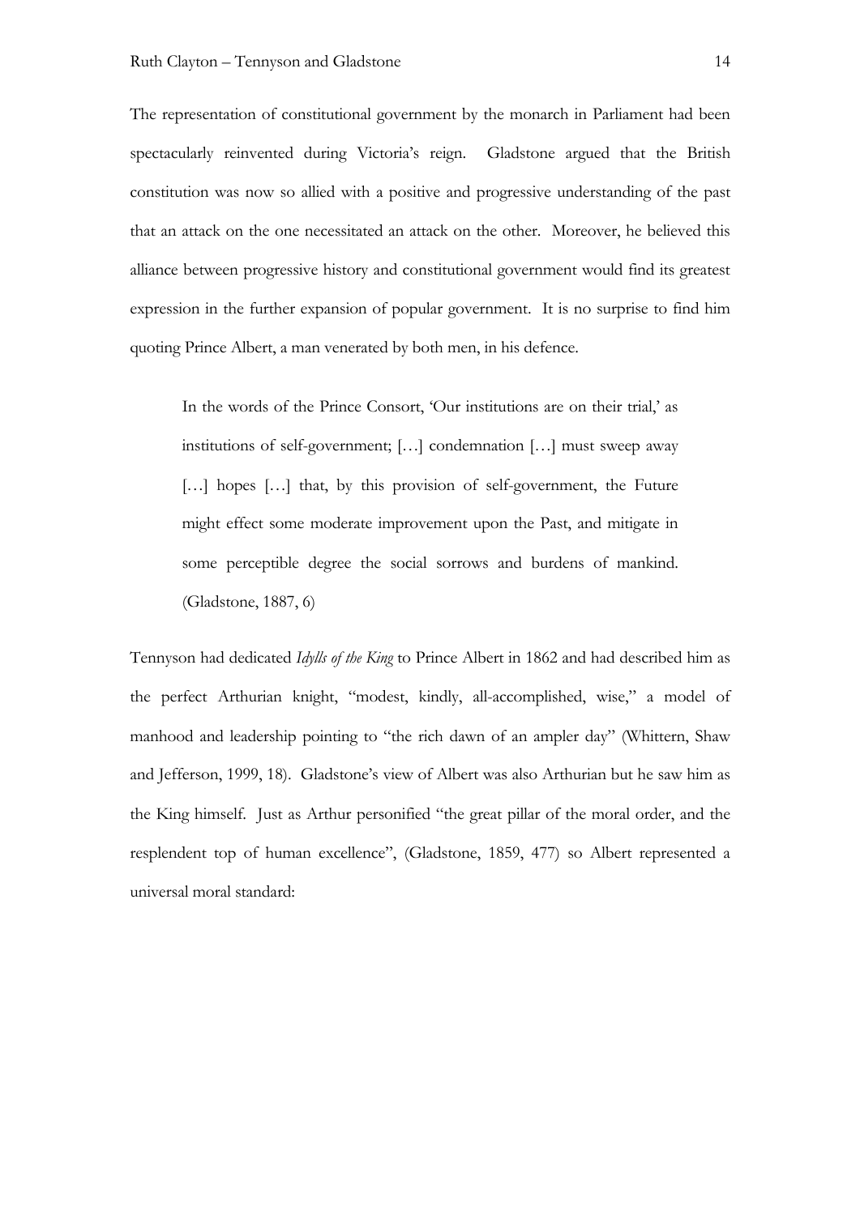The representation of constitutional government by the monarch in Parliament had been spectacularly reinvented during Victoria's reign. Gladstone argued that the British constitution was now so allied with a positive and progressive understanding of the past that an attack on the one necessitated an attack on the other. Moreover, he believed this alliance between progressive history and constitutional government would find its greatest expression in the further expansion of popular government. It is no surprise to find him quoting Prince Albert, a man venerated by both men, in his defence.

> In the words of the Prince Consort, 'Our institutions are on their trial,' as institutions of self-government; […] condemnation […] must sweep away […] hopes […] that, by this provision of self-government, the Future might effect some moderate improvement upon the Past, and mitigate in some perceptible degree the social sorrows and burdens of mankind. (Gladstone, 1887, 6)

Tennyson had dedicated *Idylls of the King* to Prince Albert in 1862 and had described him as the perfect Arthurian knight, "modest, kindly, all-accomplished, wise," a model of manhood and leadership pointing to "the rich dawn of an ampler day" (Whittern, Shaw and Jefferson, 1999, 18). Gladstone's view of Albert was also Arthurian but he saw him as the King himself. Just as Arthur personified "the great pillar of the moral order, and the resplendent top of human excellence", (Gladstone, 1859, 477) so Albert represented a universal moral standard: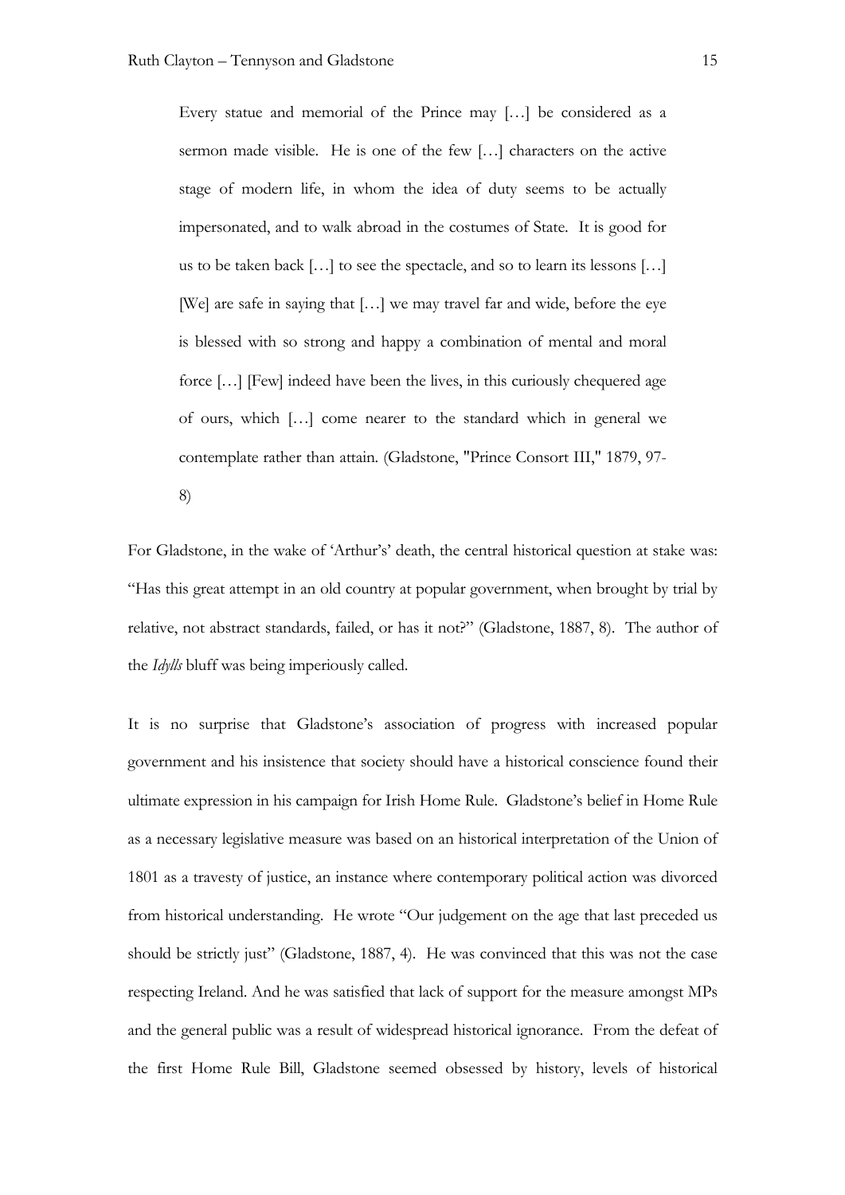> Every statue and memorial of the Prince may […] be considered as a sermon made visible. He is one of the few […] characters on the active stage of modern life, in whom the idea of duty seems to be actually impersonated, and to walk abroad in the costumes of State. It is good for us to be taken back […] to see the spectacle, and so to learn its lessons […] [We] are safe in saying that […] we may travel far and wide, before the eye is blessed with so strong and happy a combination of mental and moral force […] [Few] indeed have been the lives, in this curiously chequered age of ours, which […] come nearer to the standard which in general we contemplate rather than attain. (Gladstone, "Prince Consort III," 1879, 97-8)

For Gladstone, in the wake of 'Arthur's' death, the central historical question at stake was: "Has this great attempt in an old country at popular government, when brought by trial by relative, not abstract standards, failed, or has it not?" (Gladstone, 1887, 8). The author of the *Idylls* bluff was being imperiously called.

It is no surprise that Gladstone's association of progress with increased popular government and his insistence that society should have a historical conscience found their ultimate expression in his campaign for Irish Home Rule. Gladstone's belief in Home Rule as a necessary legislative measure was based on an historical interpretation of the Union of 1801 as a travesty of justice, an instance where contemporary political action was divorced from historical understanding. He wrote "Our judgement on the age that last preceded us should be strictly just" (Gladstone, 1887, 4). He was convinced that this was not the case respecting Ireland. And he was satisfied that lack of support for the measure amongst MPs and the general public was a result of widespread historical ignorance. From the defeat of the first Home Rule Bill, Gladstone seemed obsessed by history, levels of historical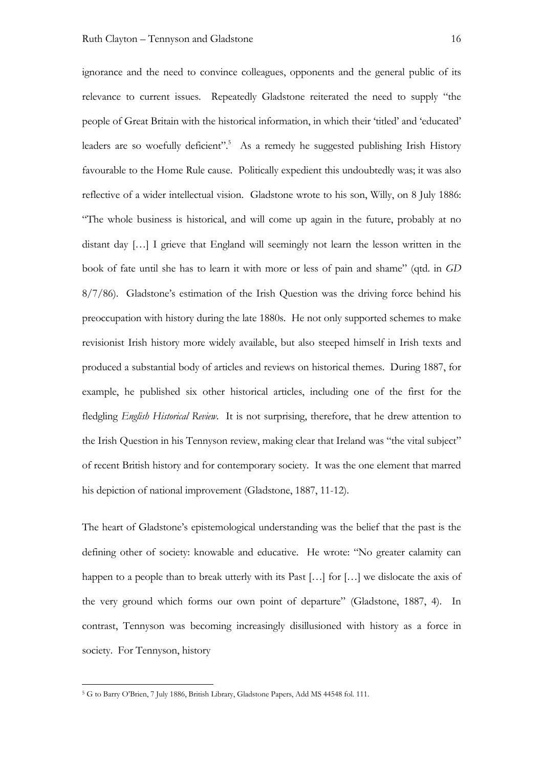ignorance and the need to convince colleagues, opponents and the general public of its relevance to current issues. Repeatedly Gladstone reiterated the need to supply "the people of Great Britain with the historical information, in which their 'titled' and 'educated' leaders are so woefully deficient".[5] As a remedy he suggested publishing Irish History favourable to the Home Rule cause. Politically expedient this undoubtedly was; it was also reflective of a wider intellectual vision. Gladstone wrote to his son, Willy, on 8 July 1886: "The whole business is historical, and will come up again in the future, probably at no distant day […] I grieve that England will seemingly not learn the lesson written in the book of fate until she has to learn it with more or less of pain and shame" (qtd. in *GD* 8/7/86). Gladstone's estimation of the Irish Question was the driving force behind his preoccupation with history during the late 1880s. He not only supported schemes to make revisionist Irish history more widely available, but also steeped himself in Irish texts and produced a substantial body of articles and reviews on historical themes. During 1887, for example, he published six other historical articles, including one of the first for the fledgling *English Historical Review*. It is not surprising, therefore, that he drew attention to the Irish Question in his Tennyson review, making clear that Ireland was "the vital subject" of recent British history and for contemporary society. It was the one element that marred his depiction of national improvement (Gladstone, 1887, 11-12).

The heart of Gladstone's epistemological understanding was the belief that the past is the defining other of society: knowable and educative. He wrote: "No greater calamity can happen to a people than to break utterly with its Past […] for […] we dislocate the axis of the very ground which forms our own point of departure" (Gladstone, 1887, 4). In contrast, Tennyson was becoming increasingly disillusioned with history as a force in society. For Tennyson, history

[5] G to Barry O'Brien, 7 July 1886, British Library, Gladstone Papers, Add MS 44548 fol. 111.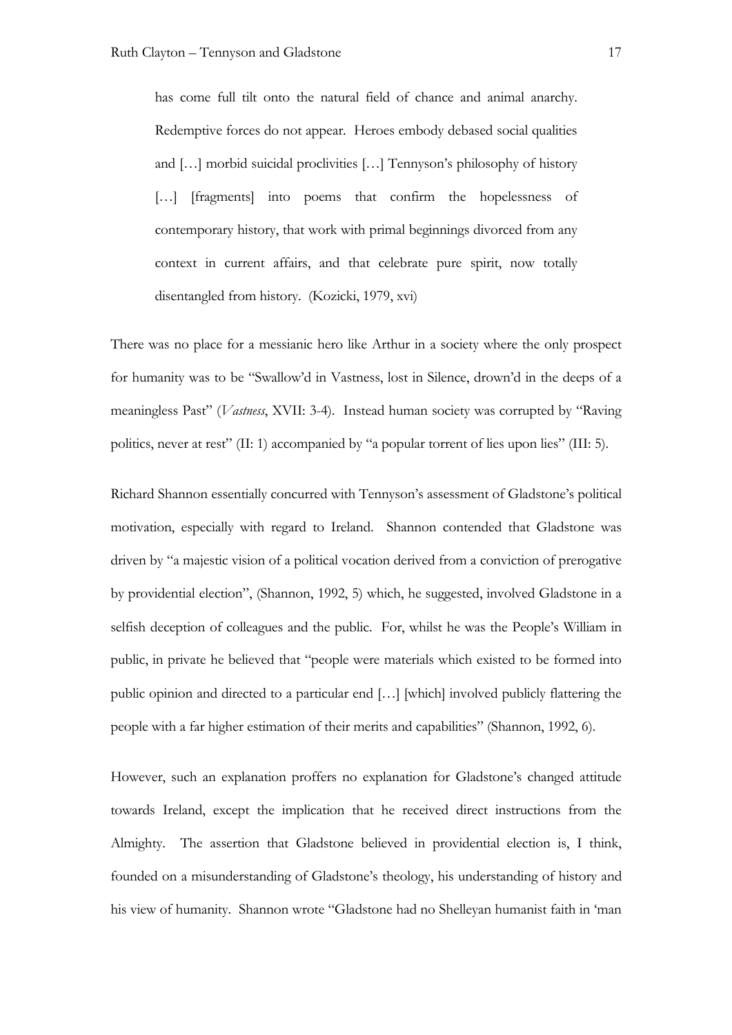> has come full tilt onto the natural field of chance and animal anarchy. Redemptive forces do not appear. Heroes embody debased social qualities and […] morbid suicidal proclivities […] Tennyson's philosophy of history […] [fragments] into poems that confirm the hopelessness of contemporary history, that work with primal beginnings divorced from any context in current affairs, and that celebrate pure spirit, now totally disentangled from history. (Kozicki, 1979, xvi)

There was no place for a messianic hero like Arthur in a society where the only prospect for humanity was to be "Swallow'd in Vastness, lost in Silence, drown'd in the deeps of a meaningless Past" (*Vastness*, XVII: 3-4). Instead human society was corrupted by "Raving politics, never at rest" (II: 1) accompanied by "a popular torrent of lies upon lies" (III: 5).

Richard Shannon essentially concurred with Tennyson's assessment of Gladstone's political motivation, especially with regard to Ireland. Shannon contended that Gladstone was driven by "a majestic vision of a political vocation derived from a conviction of prerogative by providential election", (Shannon, 1992, 5) which, he suggested, involved Gladstone in a selfish deception of colleagues and the public. For, whilst he was the People's William in public, in private he believed that "people were materials which existed to be formed into public opinion and directed to a particular end […] [which] involved publicly flattering the people with a far higher estimation of their merits and capabilities" (Shannon, 1992, 6).

However, such an explanation proffers no explanation for Gladstone's changed attitude towards Ireland, except the implication that he received direct instructions from the Almighty. The assertion that Gladstone believed in providential election is, I think, founded on a misunderstanding of Gladstone's theology, his understanding of history and his view of humanity. Shannon wrote "Gladstone had no Shelleyan humanist faith in 'man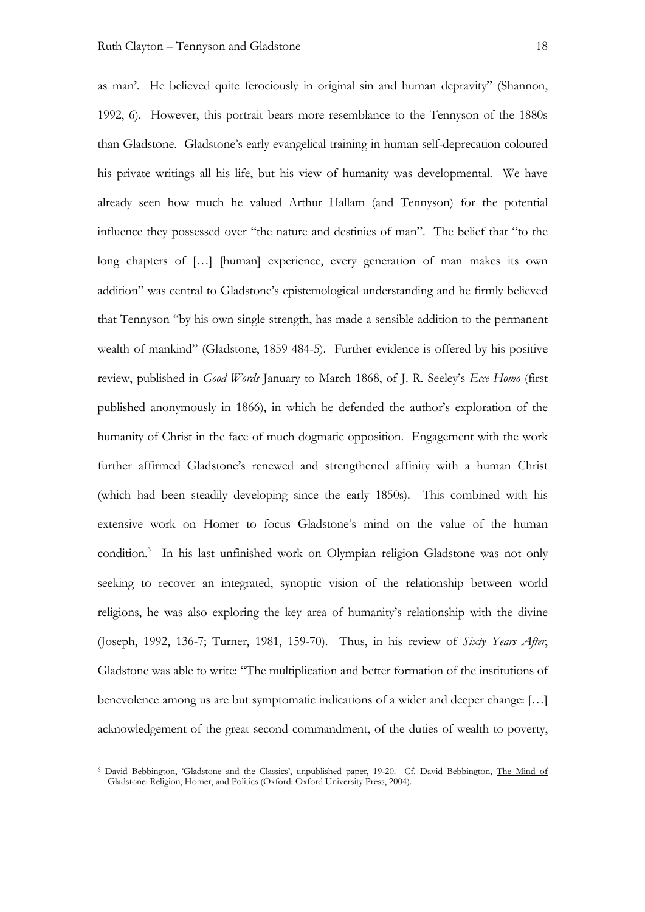as man'. He believed quite ferociously in original sin and human depravity" (Shannon, 1992, 6). However, this portrait bears more resemblance to the Tennyson of the 1880s than Gladstone. Gladstone's early evangelical training in human self-deprecation coloured his private writings all his life, but his view of humanity was developmental. We have already seen how much he valued Arthur Hallam (and Tennyson) for the potential influence they possessed over "the nature and destinies of man". The belief that "to the long chapters of […] [human] experience, every generation of man makes its own addition" was central to Gladstone's epistemological understanding and he firmly believed that Tennyson "by his own single strength, has made a sensible addition to the permanent wealth of mankind" (Gladstone, 1859 484-5). Further evidence is offered by his positive review, published in *Good Words* January to March 1868, of J. R. Seeley's *Ecce Homo* (first published anonymously in 1866), in which he defended the author's exploration of the humanity of Christ in the face of much dogmatic opposition. Engagement with the work further affirmed Gladstone's renewed and strengthened affinity with a human Christ (which had been steadily developing since the early 1850s). This combined with his extensive work on Homer to focus Gladstone's mind on the value of the human condition.[6] In his last unfinished work on Olympian religion Gladstone was not only seeking to recover an integrated, synoptic vision of the relationship between world religions, he was also exploring the key area of humanity's relationship with the divine (Joseph, 1992, 136-7; Turner, 1981, 159-70). Thus, in his review of *Sixty Years After*, Gladstone was able to write: "The multiplication and better formation of the institutions of benevolence among us are but symptomatic indications of a wider and deeper change: […] acknowledgement of the great second commandment, of the duties of wealth to poverty,

---

[6] David Bebbington, 'Gladstone and the Classics', unpublished paper, 19-20. Cf. David Bebbington, The Mind of Gladstone: Religion, Homer, and Politics (Oxford: Oxford University Press, 2004).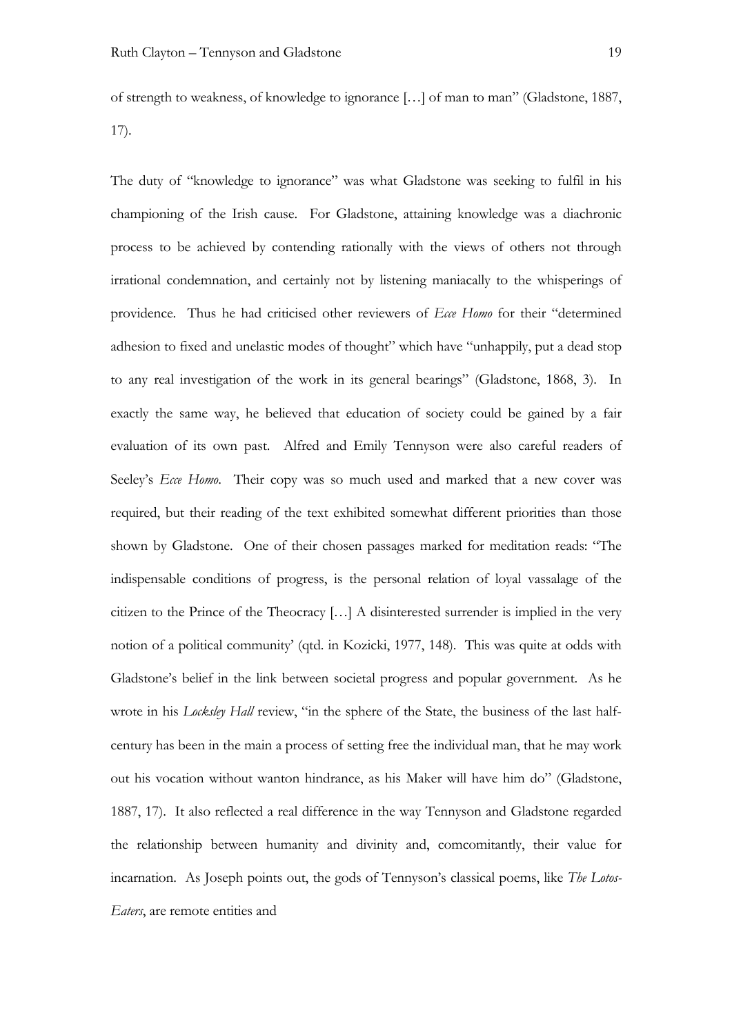of strength to weakness, of knowledge to ignorance […] of man to man" (Gladstone, 1887, 17).

The duty of "knowledge to ignorance" was what Gladstone was seeking to fulfil in his championing of the Irish cause. For Gladstone, attaining knowledge was a diachronic process to be achieved by contending rationally with the views of others not through irrational condemnation, and certainly not by listening maniacally to the whisperings of providence. Thus he had criticised other reviewers of *Ecce Homo* for their "determined adhesion to fixed and unelastic modes of thought" which have "unhappily, put a dead stop to any real investigation of the work in its general bearings" (Gladstone, 1868, 3). In exactly the same way, he believed that education of society could be gained by a fair evaluation of its own past. Alfred and Emily Tennyson were also careful readers of Seeley's *Ecce Homo*. Their copy was so much used and marked that a new cover was required, but their reading of the text exhibited somewhat different priorities than those shown by Gladstone. One of their chosen passages marked for meditation reads: "The indispensable conditions of progress, is the personal relation of loyal vassalage of the citizen to the Prince of the Theocracy […] A disinterested surrender is implied in the very notion of a political community' (qtd. in Kozicki, 1977, 148). This was quite at odds with Gladstone's belief in the link between societal progress and popular government. As he wrote in his *Locksley Hall* review, "in the sphere of the State, the business of the last half-century has been in the main a process of setting free the individual man, that he may work out his vocation without wanton hindrance, as his Maker will have him do" (Gladstone, 1887, 17). It also reflected a real difference in the way Tennyson and Gladstone regarded the relationship between humanity and divinity and, comcomitantly, their value for incarnation. As Joseph points out, the gods of Tennyson's classical poems, like *The Lotos-Eaters*, are remote entities and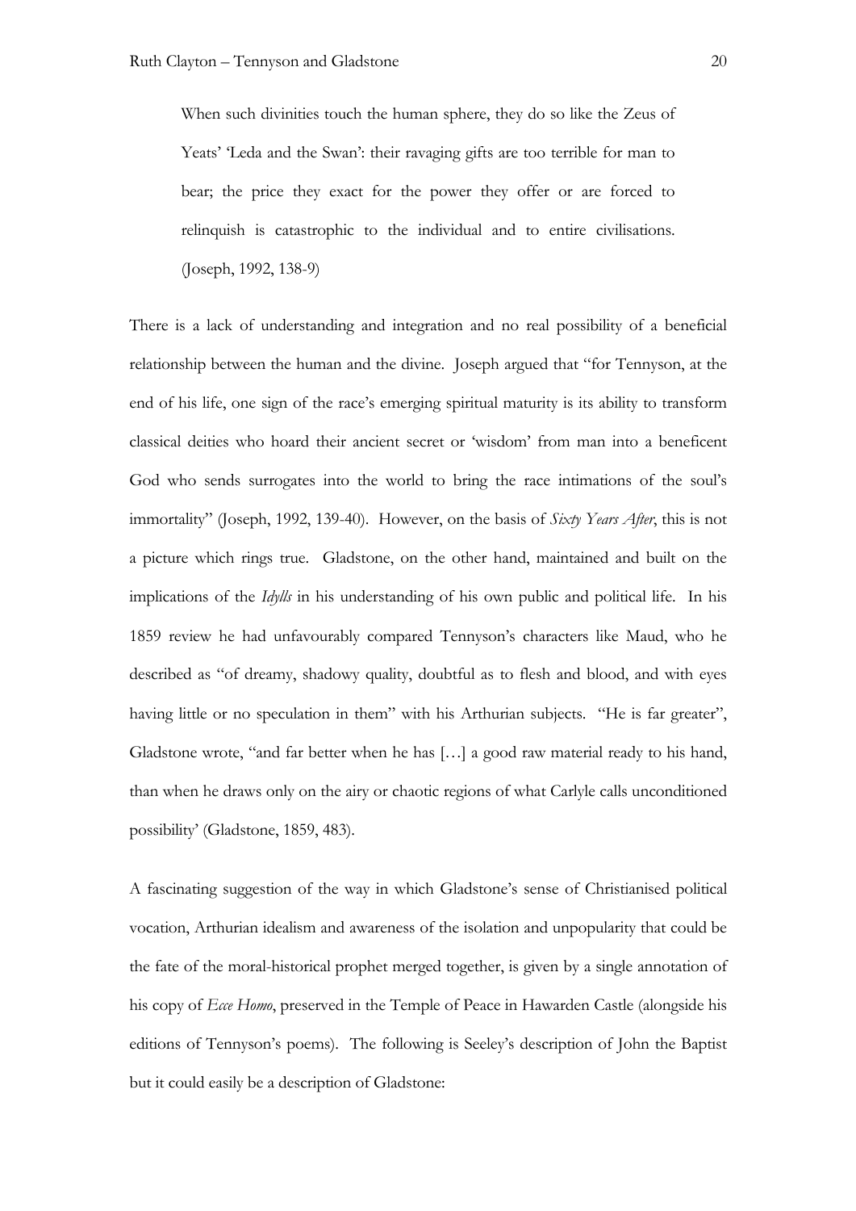> When such divinities touch the human sphere, they do so like the Zeus of Yeats' 'Leda and the Swan': their ravaging gifts are too terrible for man to bear; the price they exact for the power they offer or are forced to relinquish is catastrophic to the individual and to entire civilisations. (Joseph, 1992, 138-9)

There is a lack of understanding and integration and no real possibility of a beneficial relationship between the human and the divine. Joseph argued that "for Tennyson, at the end of his life, one sign of the race's emerging spiritual maturity is its ability to transform classical deities who hoard their ancient secret or 'wisdom' from man into a beneficent God who sends surrogates into the world to bring the race intimations of the soul's immortality" (Joseph, 1992, 139-40). However, on the basis of *Sixty Years After*, this is not a picture which rings true. Gladstone, on the other hand, maintained and built on the implications of the *Idylls* in his understanding of his own public and political life. In his 1859 review he had unfavourably compared Tennyson's characters like Maud, who he described as "of dreamy, shadowy quality, doubtful as to flesh and blood, and with eyes having little or no speculation in them" with his Arthurian subjects. "He is far greater", Gladstone wrote, "and far better when he has […] a good raw material ready to his hand, than when he draws only on the airy or chaotic regions of what Carlyle calls unconditioned possibility' (Gladstone, 1859, 483).

A fascinating suggestion of the way in which Gladstone's sense of Christianised political vocation, Arthurian idealism and awareness of the isolation and unpopularity that could be the fate of the moral-historical prophet merged together, is given by a single annotation of his copy of *Ecce Homo*, preserved in the Temple of Peace in Hawarden Castle (alongside his editions of Tennyson's poems). The following is Seeley's description of John the Baptist but it could easily be a description of Gladstone: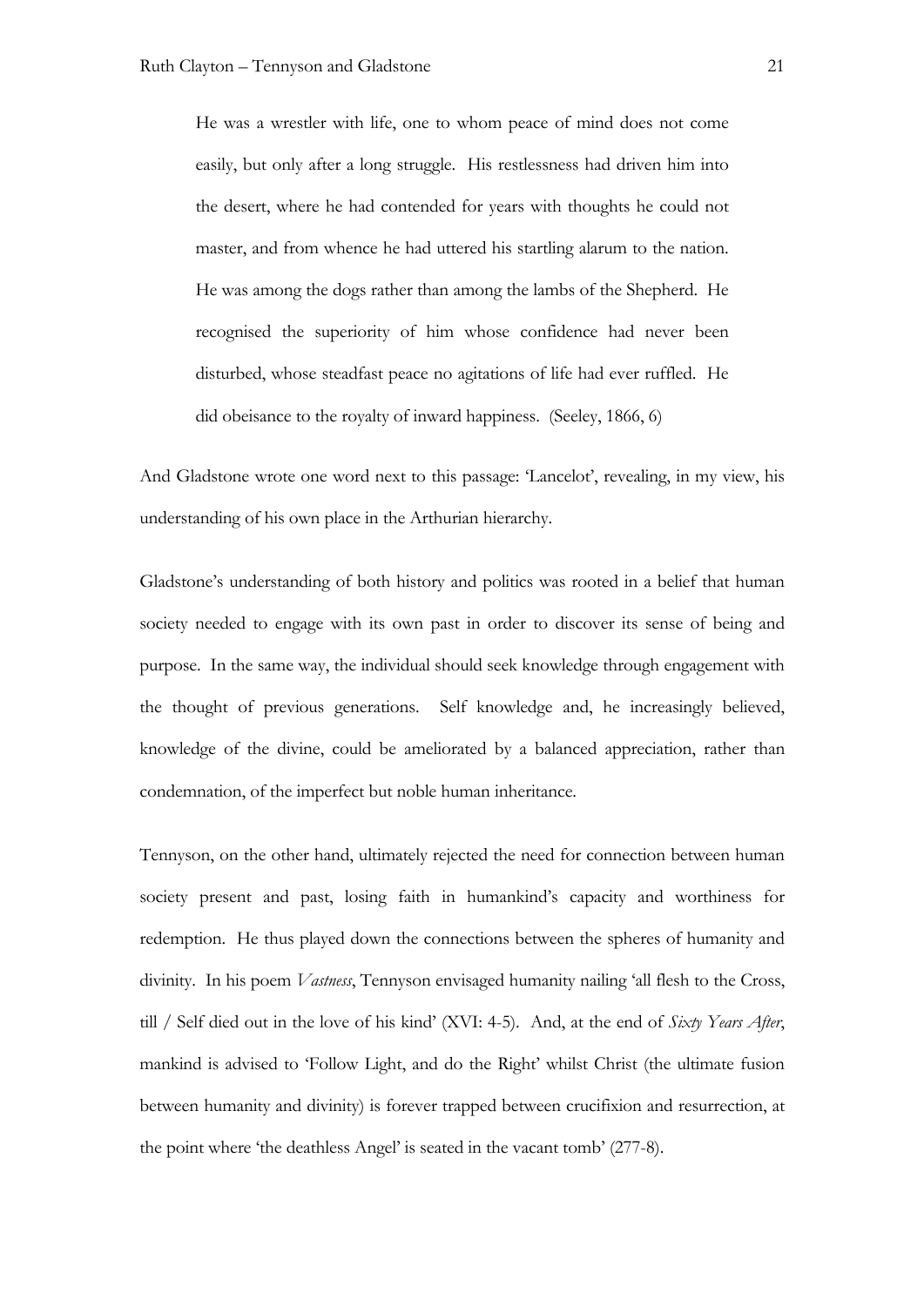> He was a wrestler with life, one to whom peace of mind does not come easily, but only after a long struggle. His restlessness had driven him into the desert, where he had contended for years with thoughts he could not master, and from whence he had uttered his startling alarum to the nation. He was among the dogs rather than among the lambs of the Shepherd. He recognised the superiority of him whose confidence had never been disturbed, whose steadfast peace no agitations of life had ever ruffled. He did obeisance to the royalty of inward happiness. (Seeley, 1866, 6)

And Gladstone wrote one word next to this passage: 'Lancelot', revealing, in my view, his understanding of his own place in the Arthurian hierarchy.

Gladstone's understanding of both history and politics was rooted in a belief that human society needed to engage with its own past in order to discover its sense of being and purpose. In the same way, the individual should seek knowledge through engagement with the thought of previous generations. Self knowledge and, he increasingly believed, knowledge of the divine, could be ameliorated by a balanced appreciation, rather than condemnation, of the imperfect but noble human inheritance.

Tennyson, on the other hand, ultimately rejected the need for connection between human society present and past, losing faith in humankind's capacity and worthiness for redemption. He thus played down the connections between the spheres of humanity and divinity. In his poem *Vastness*, Tennyson envisaged humanity nailing 'all flesh to the Cross, till / Self died out in the love of his kind' (XVI: 4-5). And, at the end of *Sixty Years After*, mankind is advised to 'Follow Light, and do the Right' whilst Christ (the ultimate fusion between humanity and divinity) is forever trapped between crucifixion and resurrection, at the point where 'the deathless Angel' is seated in the vacant tomb' (277-8).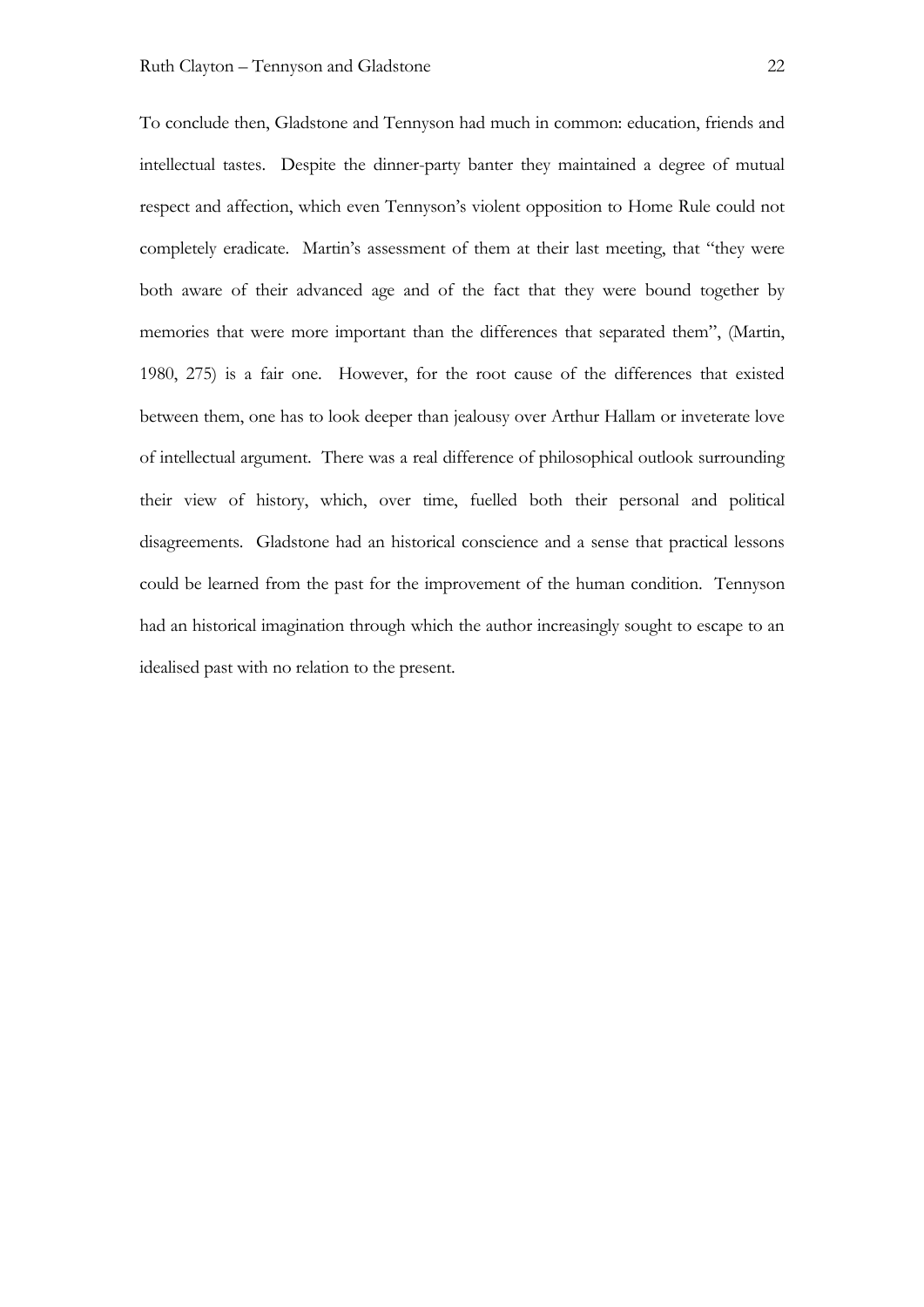To conclude then, Gladstone and Tennyson had much in common: education, friends and intellectual tastes. Despite the dinner-party banter they maintained a degree of mutual respect and affection, which even Tennyson's violent opposition to Home Rule could not completely eradicate. Martin's assessment of them at their last meeting, that "they were both aware of their advanced age and of the fact that they were bound together by memories that were more important than the differences that separated them", (Martin, 1980, 275) is a fair one. However, for the root cause of the differences that existed between them, one has to look deeper than jealousy over Arthur Hallam or inveterate love of intellectual argument. There was a real difference of philosophical outlook surrounding their view of history, which, over time, fuelled both their personal and political disagreements. Gladstone had an historical conscience and a sense that practical lessons could be learned from the past for the improvement of the human condition. Tennyson had an historical imagination through which the author increasingly sought to escape to an idealised past with no relation to the present.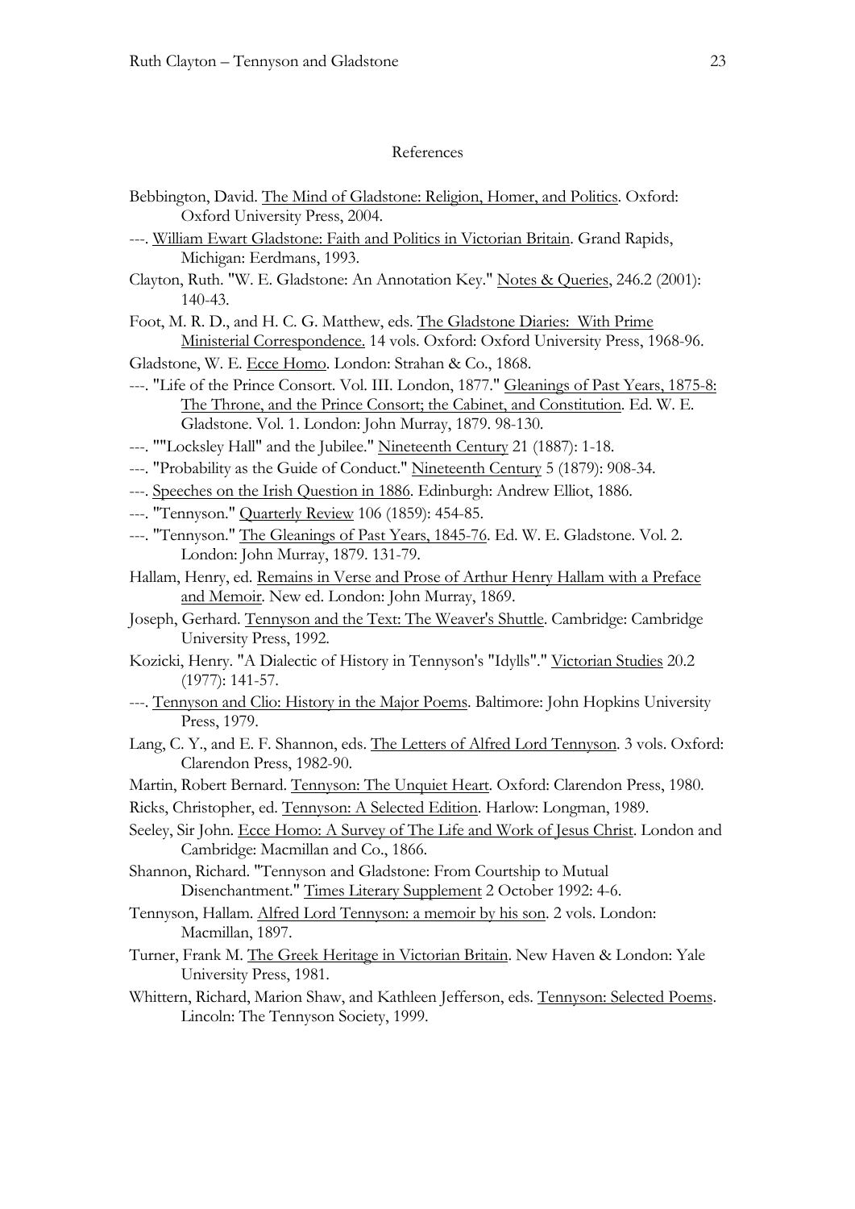## References

Bebbington, David. The Mind of Gladstone: Religion, Homer, and Politics. Oxford: Oxford University Press, 2004.

---. William Ewart Gladstone: Faith and Politics in Victorian Britain. Grand Rapids, Michigan: Eerdmans, 1993.

Clayton, Ruth. "W. E. Gladstone: An Annotation Key." Notes & Queries, 246.2 (2001): 140-43.

Foot, M. R. D., and H. C. G. Matthew, eds. The Gladstone Diaries: With Prime Ministerial Correspondence. 14 vols. Oxford: Oxford University Press, 1968-96.

Gladstone, W. E. Ecce Homo. London: Strahan & Co., 1868.

---. "Life of the Prince Consort. Vol. III. London, 1877." Gleanings of Past Years, 1875-8: The Throne, and the Prince Consort; the Cabinet, and Constitution. Ed. W. E. Gladstone. Vol. 1. London: John Murray, 1879. 98-130.

---. ""Locksley Hall" and the Jubilee." Nineteenth Century 21 (1887): 1-18.

---. "Probability as the Guide of Conduct." Nineteenth Century 5 (1879): 908-34.

---. Speeches on the Irish Question in 1886. Edinburgh: Andrew Elliot, 1886.

---. "Tennyson." Quarterly Review 106 (1859): 454-85.

---. "Tennyson." The Gleanings of Past Years, 1845-76. Ed. W. E. Gladstone. Vol. 2. London: John Murray, 1879. 131-79.

Hallam, Henry, ed. Remains in Verse and Prose of Arthur Henry Hallam with a Preface and Memoir. New ed. London: John Murray, 1869.

Joseph, Gerhard. Tennyson and the Text: The Weaver's Shuttle. Cambridge: Cambridge University Press, 1992.

Kozicki, Henry. "A Dialectic of History in Tennyson's "Idylls"." Victorian Studies 20.2 (1977): 141-57.

---. Tennyson and Clio: History in the Major Poems. Baltimore: John Hopkins University Press, 1979.

Lang, C. Y., and E. F. Shannon, eds. The Letters of Alfred Lord Tennyson. 3 vols. Oxford: Clarendon Press, 1982-90.

Martin, Robert Bernard. Tennyson: The Unquiet Heart. Oxford: Clarendon Press, 1980.

Ricks, Christopher, ed. Tennyson: A Selected Edition. Harlow: Longman, 1989.

Seeley, Sir John. Ecce Homo: A Survey of The Life and Work of Jesus Christ. London and Cambridge: Macmillan and Co., 1866.

Shannon, Richard. "Tennyson and Gladstone: From Courtship to Mutual Disenchantment." Times Literary Supplement 2 October 1992: 4-6.

Tennyson, Hallam. Alfred Lord Tennyson: a memoir by his son. 2 vols. London: Macmillan, 1897.

Turner, Frank M. The Greek Heritage in Victorian Britain. New Haven & London: Yale University Press, 1981.

Whittern, Richard, Marion Shaw, and Kathleen Jefferson, eds. Tennyson: Selected Poems. Lincoln: The Tennyson Society, 1999.